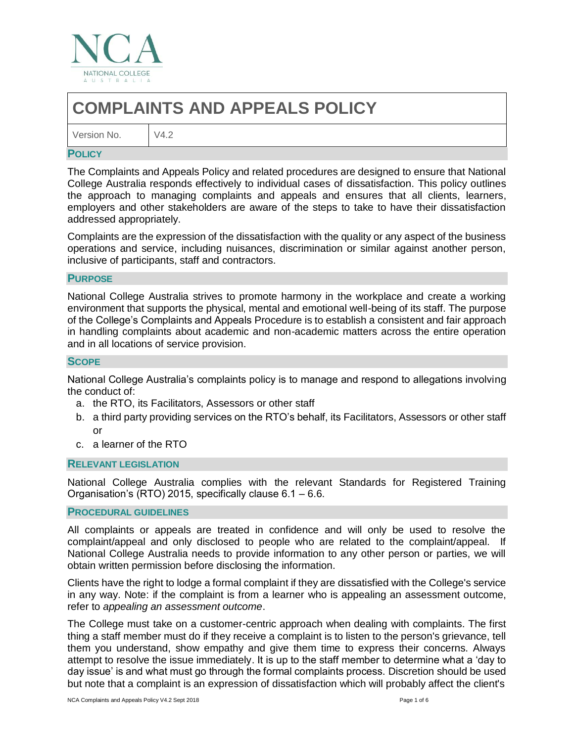NCA

NATIONAL COLLEGE AUSTRALIA

# COMPLAINTS AND APPEALS POLICY

| Version No. | V4.2 |
|---|---|

## POLICY

The Complaints and Appeals Policy and related procedures are designed to ensure that National College Australia responds effectively to individual cases of dissatisfaction. This policy outlines the approach to managing complaints and appeals and ensures that all clients, learners, employers and other stakeholders are aware of the steps to take to have their dissatisfaction addressed appropriately.

Complaints are the expression of the dissatisfaction with the quality or any aspect of the business operations and service, including nuisances, discrimination or similar against another person, inclusive of participants, staff and contractors.

## PURPOSE

National College Australia strives to promote harmony in the workplace and create a working environment that supports the physical, mental and emotional well-being of its staff. The purpose of the College's Complaints and Appeals Procedure is to establish a consistent and fair approach in handling complaints about academic and non-academic matters across the entire operation and in all locations of service provision.

## SCOPE

National College Australia's complaints policy is to manage and respond to allegations involving the conduct of:

a. the RTO, its Facilitators, Assessors or other staff
b. a third party providing services on the RTO's behalf, its Facilitators, Assessors or other staff or
c. a learner of the RTO

## RELEVANT LEGISLATION

National College Australia complies with the relevant Standards for Registered Training Organisation's (RTO) 2015, specifically clause 6.1 – 6.6.

## PROCEDURAL GUIDELINES

All complaints or appeals are treated in confidence and will only be used to resolve the complaint/appeal and only disclosed to people who are related to the complaint/appeal. If National College Australia needs to provide information to any other person or parties, we will obtain written permission before disclosing the information.

Clients have the right to lodge a formal complaint if they are dissatisfied with the College's service in any way. Note: if the complaint is from a learner who is appealing an assessment outcome, refer to *appealing an assessment outcome*.

The College must take on a customer-centric approach when dealing with complaints. The first thing a staff member must do if they receive a complaint is to listen to the person's grievance, tell them you understand, show empathy and give them time to express their concerns. Always attempt to resolve the issue immediately. It is up to the staff member to determine what a 'day to day issue' is and what must go through the formal complaints process. Discretion should be used but note that a complaint is an expression of dissatisfaction which will probably affect the client's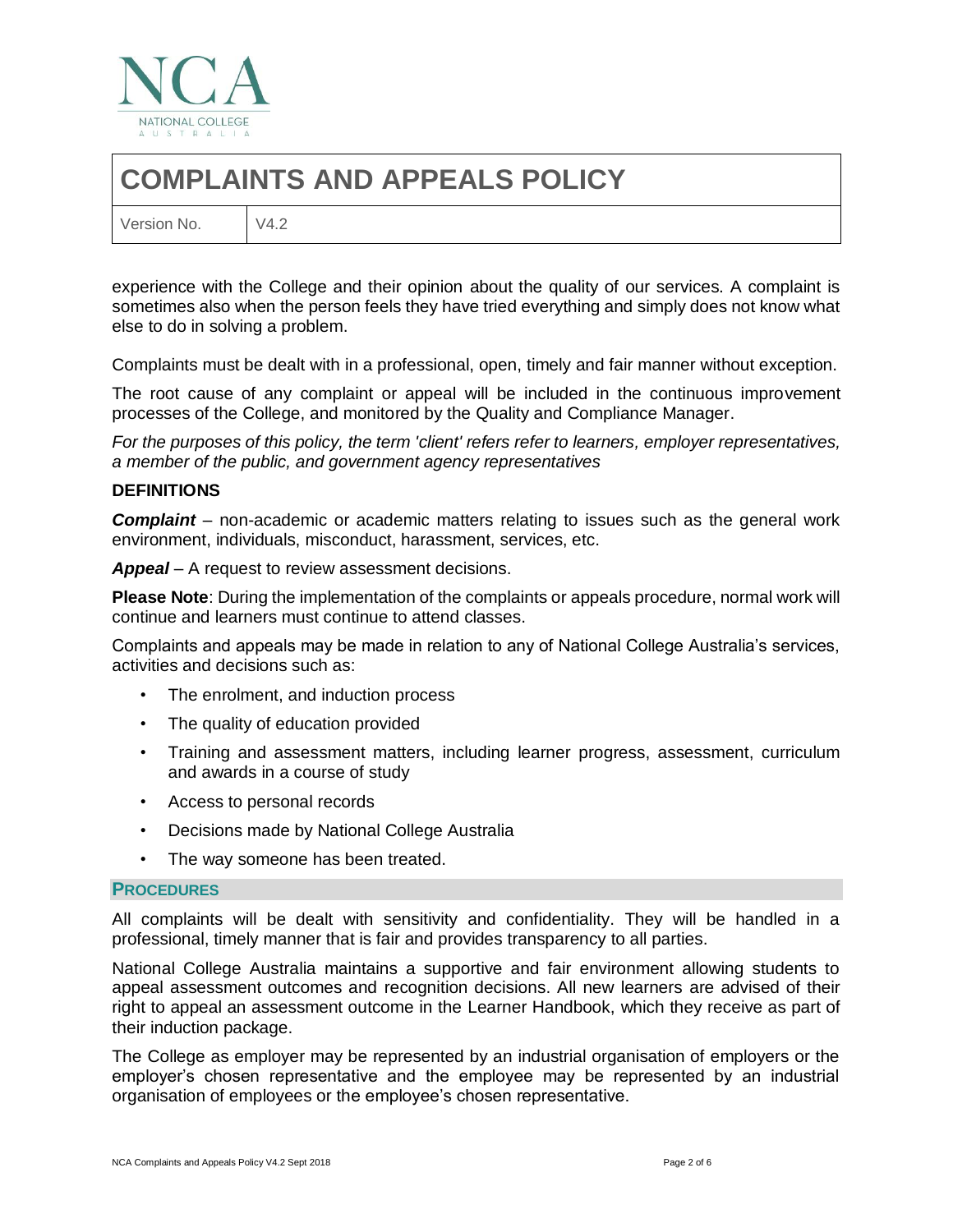experience with the College and their opinion about the quality of our services. A complaint is sometimes also when the person feels they have tried everything and simply does not know what else to do in solving a problem.

Complaints must be dealt with in a professional, open, timely and fair manner without exception.

The root cause of any complaint or appeal will be included in the continuous improvement processes of the College, and monitored by the Quality and Compliance Manager.

*For the purposes of this policy, the term 'client' refers refer to learners, employer representatives, a member of the public, and government agency representatives*

**DEFINITIONS**

***Complaint*** – non-academic or academic matters relating to issues such as the general work environment, individuals, misconduct, harassment, services, etc.

***Appeal*** – A request to review assessment decisions.

**Please Note**: During the implementation of the complaints or appeals procedure, normal work will continue and learners must continue to attend classes.

Complaints and appeals may be made in relation to any of National College Australia's services, activities and decisions such as:

- The enrolment, and induction process
- The quality of education provided
- Training and assessment matters, including learner progress, assessment, curriculum and awards in a course of study
- Access to personal records
- Decisions made by National College Australia
- The way someone has been treated.

## PROCEDURES

All complaints will be dealt with sensitivity and confidentiality. They will be handled in a professional, timely manner that is fair and provides transparency to all parties.

National College Australia maintains a supportive and fair environment allowing students to appeal assessment outcomes and recognition decisions. All new learners are advised of their right to appeal an assessment outcome in the Learner Handbook, which they receive as part of their induction package.

The College as employer may be represented by an industrial organisation of employers or the employer's chosen representative and the employee may be represented by an industrial organisation of employees or the employee's chosen representative.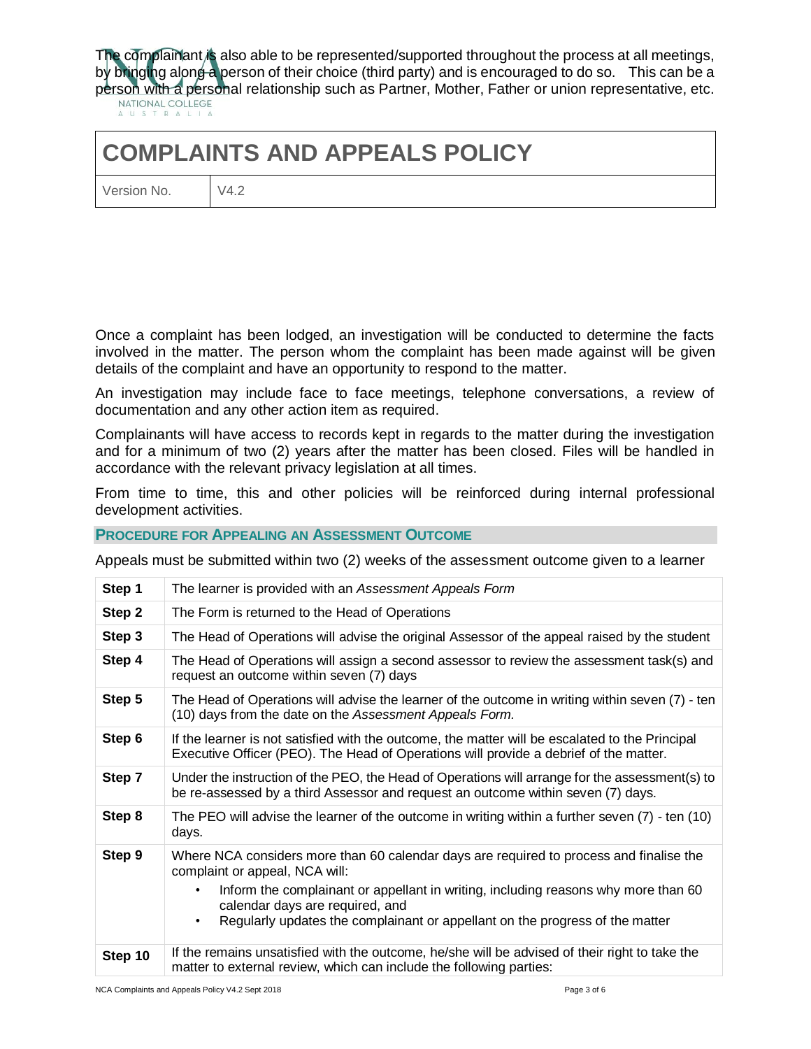The complainant is also able to be represented/supported throughout the process at all meetings, by bringing along a person of their choice (third party) and is encouraged to do so. This can be a person with a personal relationship such as Partner, Mother, Father or union representative, etc.

Once a complaint has been lodged, an investigation will be conducted to determine the facts involved in the matter. The person whom the complaint has been made against will be given details of the complaint and have an opportunity to respond to the matter.

An investigation may include face to face meetings, telephone conversations, a review of documentation and any other action item as required.

Complainants will have access to records kept in regards to the matter during the investigation and for a minimum of two (2) years after the matter has been closed. Files will be handled in accordance with the relevant privacy legislation at all times.

From time to time, this and other policies will be reinforced during internal professional development activities.

### Procedure for Appealing an Assessment Outcome

Appeals must be submitted within two (2) weeks of the assessment outcome given to a learner

| | |
|---|---|
| **Step 1** | The learner is provided with an *Assessment Appeals Form* |
| **Step 2** | The Form is returned to the Head of Operations |
| **Step 3** | The Head of Operations will advise the original Assessor of the appeal raised by the student |
| **Step 4** | The Head of Operations will assign a second assessor to review the assessment task(s) and request an outcome within seven (7) days |
| **Step 5** | The Head of Operations will advise the learner of the outcome in writing within seven (7) - ten (10) days from the date on the *Assessment Appeals Form.* |
| **Step 6** | If the learner is not satisfied with the outcome, the matter will be escalated to the Principal Executive Officer (PEO). The Head of Operations will provide a debrief of the matter. |
| **Step 7** | Under the instruction of the PEO, the Head of Operations will arrange for the assessment(s) to be re-assessed by a third Assessor and request an outcome within seven (7) days. |
| **Step 8** | The PEO will advise the learner of the outcome in writing within a further seven (7) - ten (10) days. |
| **Step 9** | Where NCA considers more than 60 calendar days are required to process and finalise the complaint or appeal, NCA will: <br>• Inform the complainant or appellant in writing, including reasons why more than 60 calendar days are required, and <br>• Regularly updates the complainant or appellant on the progress of the matter |
| **Step 10** | If the remains unsatisfied with the outcome, he/she will be advised of their right to take the matter to external review, which can include the following parties: |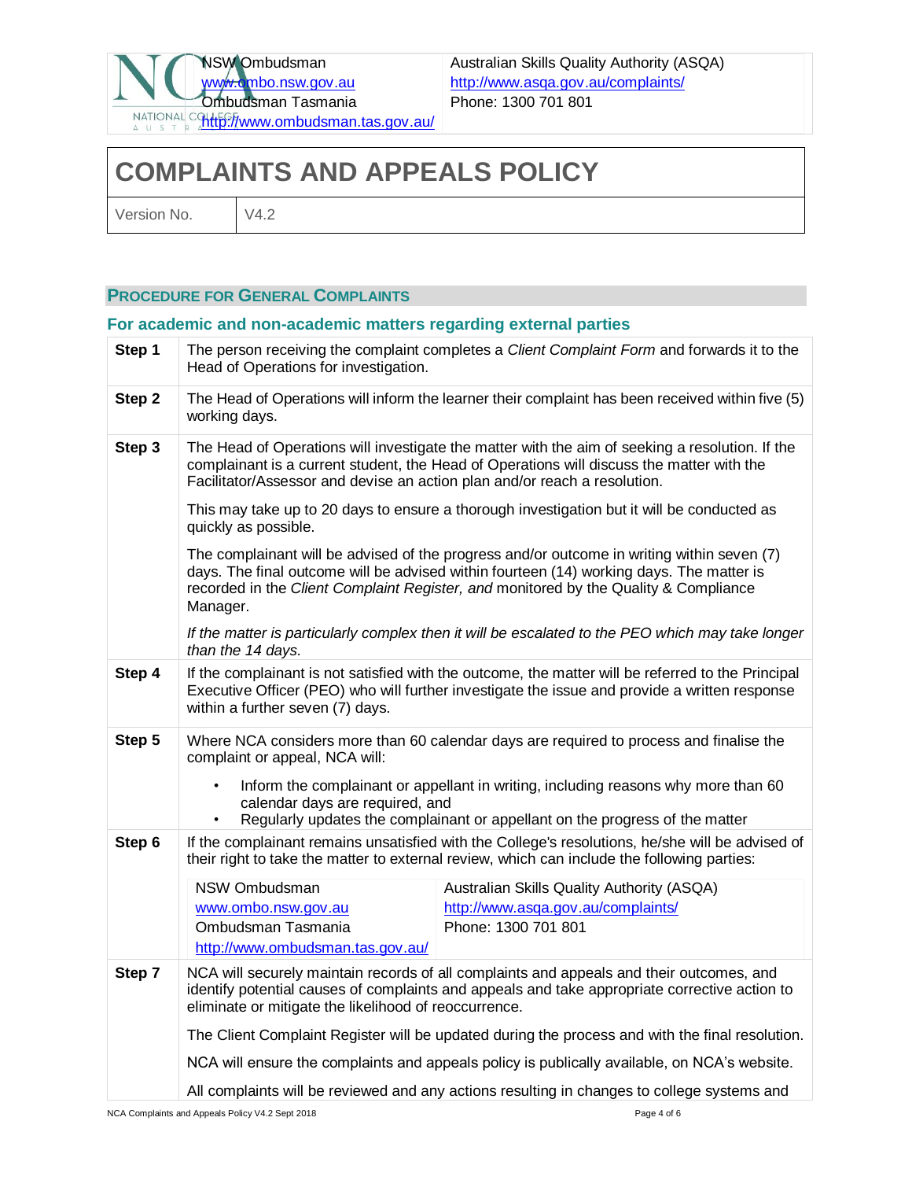## Procedure for General Complaints

### For academic and non-academic matters regarding external parties

| Step | Description |
|---|---|
| **Step 1** | The person receiving the complaint completes a *Client Complaint Form* and forwards it to the Head of Operations for investigation. |
| **Step 2** | The Head of Operations will inform the learner their complaint has been received within five (5) working days. |
| **Step 3** | The Head of Operations will investigate the matter with the aim of seeking a resolution. If the complainant is a current student, the Head of Operations will discuss the matter with the Facilitator/Assessor and devise an action plan and/or reach a resolution.<br><br>This may take up to 20 days to ensure a thorough investigation but it will be conducted as quickly as possible.<br><br>The complainant will be advised of the progress and/or outcome in writing within seven (7) days. The final outcome will be advised within fourteen (14) working days. The matter is recorded in the *Client Complaint Register, and* monitored by the Quality & Compliance Manager.<br><br>*If the matter is particularly complex then it will be escalated to the PEO which may take longer than the 14 days.* |
| **Step 4** | If the complainant is not satisfied with the outcome, the matter will be referred to the Principal Executive Officer (PEO) who will further investigate the issue and provide a written response within a further seven (7) days. |
| **Step 5** | Where NCA considers more than 60 calendar days are required to process and finalise the complaint or appeal, NCA will:<br>• Inform the complainant or appellant in writing, including reasons why more than 60 calendar days are required, and<br>• Regularly updates the complainant or appellant on the progress of the matter |
| **Step 6** | If the complainant remains unsatisfied with the College's resolutions, he/she will be advised of their right to take the matter to external review, which can include the following parties:<br><br>NSW Ombudsman<br>www.ombo.nsw.gov.au<br>Ombudsman Tasmania<br>http://www.ombudsman.tas.gov.au/<br><br>Australian Skills Quality Authority (ASQA)<br>http://www.asqa.gov.au/complaints/<br>Phone: 1300 701 801 |
| **Step 7** | NCA will securely maintain records of all complaints and appeals and their outcomes, and identify potential causes of complaints and appeals and take appropriate corrective action to eliminate or mitigate the likelihood of reoccurrence.<br><br>The Client Complaint Register will be updated during the process and with the final resolution.<br><br>NCA will ensure the complaints and appeals policy is publically available, on NCA's website.<br><br>All complaints will be reviewed and any actions resulting in changes to college systems and |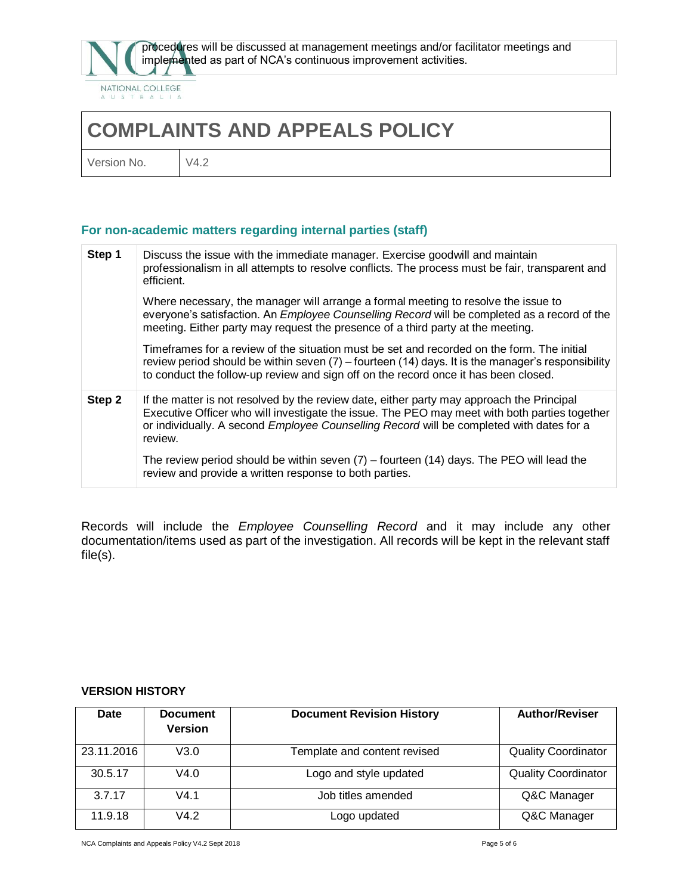procedures will be discussed at management meetings and/or facilitator meetings and implemented as part of NCA's continuous improvement activities.

## For non-academic matters regarding internal parties (staff)

| | |
|---|---|
| **Step 1** | Discuss the issue with the immediate manager. Exercise goodwill and maintain professionalism in all attempts to resolve conflicts. The process must be fair, transparent and efficient.<br><br>Where necessary, the manager will arrange a formal meeting to resolve the issue to everyone's satisfaction. An *Employee Counselling Record* will be completed as a record of the meeting. Either party may request the presence of a third party at the meeting.<br><br>Timeframes for a review of the situation must be set and recorded on the form. The initial review period should be within seven (7) – fourteen (14) days. It is the manager's responsibility to conduct the follow-up review and sign off on the record once it has been closed. |
| **Step 2** | If the matter is not resolved by the review date, either party may approach the Principal Executive Officer who will investigate the issue. The PEO may meet with both parties together or individually. A second *Employee Counselling Record* will be completed with dates for a review.<br><br>The review period should be within seven (7) – fourteen (14) days. The PEO will lead the review and provide a written response to both parties. |

Records will include the *Employee Counselling Record* and it may include any other documentation/items used as part of the investigation. All records will be kept in the relevant staff file(s).

**VERSION HISTORY**

| Date | Document Version | Document Revision History | Author/Reviser |
|---|---|---|---|
| 23.11.2016 | V3.0 | Template and content revised | Quality Coordinator |
| 30.5.17 | V4.0 | Logo and style updated | Quality Coordinator |
| 3.7.17 | V4.1 | Job titles amended | Q&C Manager |
| 11.9.18 | V4.2 | Logo updated | Q&C Manager |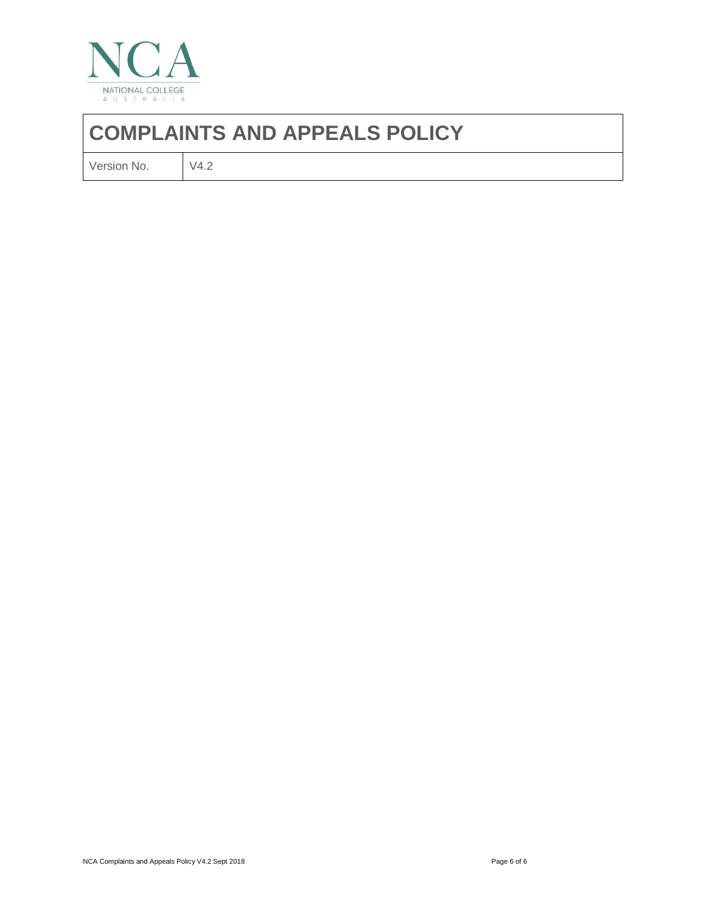NCA
NATIONAL COLLEGE
AUSTRALIA

| COMPLAINTS AND APPEALS POLICY | |
| --- | --- |
| Version No. | V4.2 |